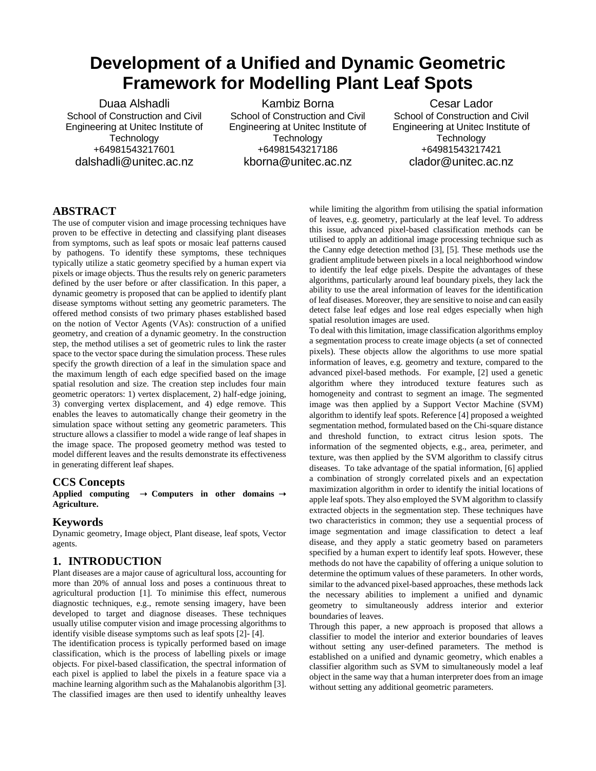# Development of a Unified and Dynamic Geometric Framework for Modelling Plant Leaf Spots

Duaa Alshadli
School of Construction and Civil Engineering at Unitec Institute of Technology
+64981543217601
dalshadli@unitec.ac.nz

Kambiz Borna
School of Construction and Civil Engineering at Unitec Institute of Technology
+64981543217186
kborna@unitec.ac.nz

Cesar Lador
School of Construction and Civil Engineering at Unitec Institute of Technology
+64981543217421
clador@unitec.ac.nz

## ABSTRACT

The use of computer vision and image processing techniques have proven to be effective in detecting and classifying plant diseases from symptoms, such as leaf spots or mosaic leaf patterns caused by pathogens. To identify these symptoms, these techniques typically utilize a static geometry specified by a human expert via pixels or image objects. Thus the results rely on generic parameters defined by the user before or after classification. In this paper, a dynamic geometry is proposed that can be applied to identify plant disease symptoms without setting any geometric parameters. The offered method consists of two primary phases established based on the notion of Vector Agents (VAs): construction of a unified geometry, and creation of a dynamic geometry. In the construction step, the method utilises a set of geometric rules to link the raster space to the vector space during the simulation process. These rules specify the growth direction of a leaf in the simulation space and the maximum length of each edge specified based on the image spatial resolution and size. The creation step includes four main geometric operators: 1) vertex displacement, 2) half-edge joining, 3) converging vertex displacement, and 4) edge remove. This enables the leaves to automatically change their geometry in the simulation space without setting any geometric parameters. This structure allows a classifier to model a wide range of leaf shapes in the image space. The proposed geometry method was tested to model different leaves and the results demonstrate its effectiveness in generating different leaf shapes.

## CCS Concepts

**Applied computing → Computers in other domains → Agriculture.**

## Keywords

Dynamic geometry, Image object, Plant disease, leaf spots, Vector agents.

## 1. INTRODUCTION

Plant diseases are a major cause of agricultural loss, accounting for more than 20% of annual loss and poses a continuous threat to agricultural production [1]. To minimise this effect, numerous diagnostic techniques, e.g., remote sensing imagery, have been developed to target and diagnose diseases. These techniques usually utilise computer vision and image processing algorithms to identify visible disease symptoms such as leaf spots [2]- [4].

The identification process is typically performed based on image classification, which is the process of labelling pixels or image objects. For pixel-based classification, the spectral information of each pixel is applied to label the pixels in a feature space via a machine learning algorithm such as the Mahalanobis algorithm [3]. The classified images are then used to identify unhealthy leaves while limiting the algorithm from utilising the spatial information of leaves, e.g. geometry, particularly at the leaf level. To address this issue, advanced pixel-based classification methods can be utilised to apply an additional image processing technique such as the Canny edge detection method [3], [5]. These methods use the gradient amplitude between pixels in a local neighborhood window to identify the leaf edge pixels. Despite the advantages of these algorithms, particularly around leaf boundary pixels, they lack the ability to use the areal information of leaves for the identification of leaf diseases. Moreover, they are sensitive to noise and can easily detect false leaf edges and lose real edges especially when high spatial resolution images are used.

To deal with this limitation, image classification algorithms employ a segmentation process to create image objects (a set of connected pixels). These objects allow the algorithms to use more spatial information of leaves, e.g. geometry and texture, compared to the advanced pixel-based methods. For example, [2] used a genetic algorithm where they introduced texture features such as homogeneity and contrast to segment an image. The segmented image was then applied by a Support Vector Machine (SVM) algorithm to identify leaf spots. Reference [4] proposed a weighted segmentation method, formulated based on the Chi-square distance and threshold function, to extract citrus lesion spots. The information of the segmented objects, e.g., area, perimeter, and texture, was then applied by the SVM algorithm to classify citrus diseases. To take advantage of the spatial information, [6] applied a combination of strongly correlated pixels and an expectation maximization algorithm in order to identify the initial locations of apple leaf spots. They also employed the SVM algorithm to classify extracted objects in the segmentation step. These techniques have two characteristics in common; they use a sequential process of image segmentation and image classification to detect a leaf disease, and they apply a static geometry based on parameters specified by a human expert to identify leaf spots. However, these methods do not have the capability of offering a unique solution to determine the optimum values of these parameters. In other words, similar to the advanced pixel-based approaches, these methods lack the necessary abilities to implement a unified and dynamic geometry to simultaneously address interior and exterior boundaries of leaves.

Through this paper, a new approach is proposed that allows a classifier to model the interior and exterior boundaries of leaves without setting any user-defined parameters. The method is established on a unified and dynamic geometry, which enables a classifier algorithm such as SVM to simultaneously model a leaf object in the same way that a human interpreter does from an image without setting any additional geometric parameters.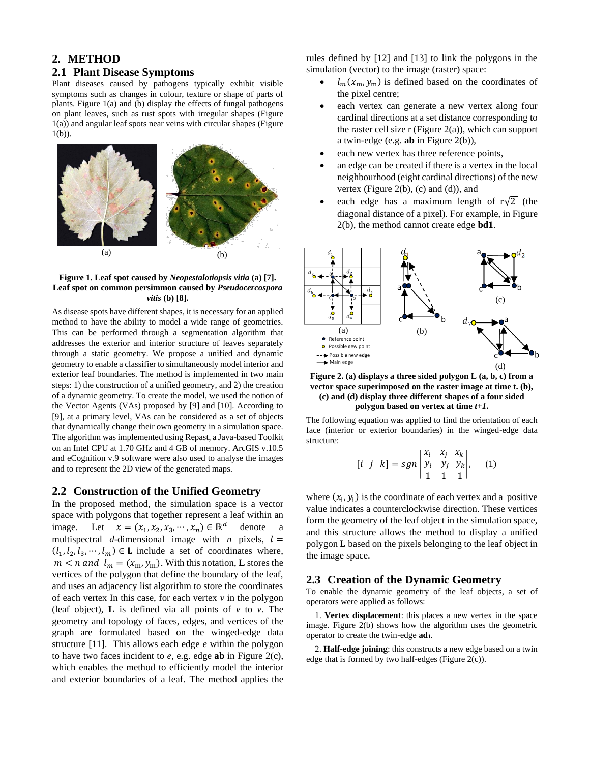## 2. METHOD

### 2.1 Plant Disease Symptoms

Plant diseases caused by pathogens typically exhibit visible symptoms such as changes in colour, texture or shape of parts of plants. Figure 1(a) and (b) display the effects of fungal pathogens on plant leaves, such as rust spots with irregular shapes (Figure 1(a)) and angular leaf spots near veins with circular shapes (Figure 1(b)).

(a) (b)

**Figure 1. Leaf spot caused by *Neopestalotiopsis vitia* (a) [7]. Leaf spot on common persimmon caused by *Pseudocercospora vitis* (b) [8].**

As disease spots have different shapes, it is necessary for an applied method to have the ability to model a wide range of geometries. This can be performed through a segmentation algorithm that addresses the exterior and interior structure of leaves separately through a static geometry. We propose a unified and dynamic geometry to enable a classifier to simultaneously model interior and exterior leaf boundaries. The method is implemented in two main steps: 1) the construction of a unified geometry, and 2) the creation of a dynamic geometry. To create the model, we used the notion of the Vector Agents (VAs) proposed by [9] and [10]. According to [9], at a primary level, VAs can be considered as a set of objects that dynamically change their own geometry in a simulation space. The algorithm was implemented using Repast, a Java-based Toolkit on an Intel CPU at 1.70 GHz and 4 GB of memory. ArcGIS v.10.5 and eCognition v.9 software were also used to analyse the images and to represent the 2D view of the generated maps.

### 2.2 Construction of the Unified Geometry

In the proposed method, the simulation space is a vector space with polygons that together represent a leaf within an image. Let $x = (x_1, x_2, x_3, \cdots, x_n) \in \mathbb{R}^d$ denote a multispectral $d$-dimensional image with $n$ pixels, $l = (l_1, l_2, l_3, \cdots, l_m) \in \mathbf{L}$ include a set of coordinates where, $m < n$ and $l_m = (x_m, y_m)$. With this notation, **L** stores the vertices of the polygon that define the boundary of the leaf, and uses an adjacency list algorithm to store the coordinates of each vertex In this case, for each vertex $v$ in the polygon (leaf object), **L** is defined via all points of $v$ to $v$. The geometry and topology of faces, edges, and vertices of the graph are formulated based on the winged-edge data structure [11]. This allows each edge $e$ within the polygon to have two faces incident to $e$, e.g. edge **ab** in Figure 2(c), which enables the method to efficiently model the interior and exterior boundaries of a leaf. The method applies the rules defined by [12] and [13] to link the polygons in the simulation (vector) to the image (raster) space:

- $l_m(x_m, y_m)$ is defined based on the coordinates of the pixel centre;
- each vertex can generate a new vertex along four cardinal directions at a set distance corresponding to the raster cell size r (Figure 2(a)), which can support a twin-edge (e.g. **ab** in Figure 2(b)),
- each new vertex has three reference points,
- an edge can be created if there is a vertex in the local neighbourhood (eight cardinal directions) of the new vertex (Figure 2(b), (c) and (d)), and
- each edge has a maximum length of $r\sqrt{2}$ (the diagonal distance of a pixel). For example, in Figure 2(b), the method cannot create edge **bd1**.

**Figure 2. (a) displays a three sided polygon L (a, b, c) from a vector space superimposed on the raster image at time t. (b), (c) and (d) display three different shapes of a four sided polygon based on vertex at time *t+1*.**

The following equation was applied to find the orientation of each face (interior or exterior boundaries) in the winged-edge data structure:

$$[i \quad j \quad k] = sgn \begin{vmatrix} x_i & x_j & x_k \\ y_i & y_j & y_k \\ 1 & 1 & 1 \end{vmatrix}, \quad (1)$$

where $(x_i, y_i)$ is the coordinate of each vertex and a positive value indicates a counterclockwise direction. These vertices form the geometry of the leaf object in the simulation space, and this structure allows the method to display a unified polygon **L** based on the pixels belonging to the leaf object in the image space.

### 2.3 Creation of the Dynamic Geometry

To enable the dynamic geometry of the leaf objects, a set of operators were applied as follows:

1. **Vertex displacement**: this places a new vertex in the space image. Figure 2(b) shows how the algorithm uses the geometric operator to create the twin-edge **ad**$_1$.

2. **Half-edge joining**: this constructs a new edge based on a twin edge that is formed by two half-edges (Figure 2(c)).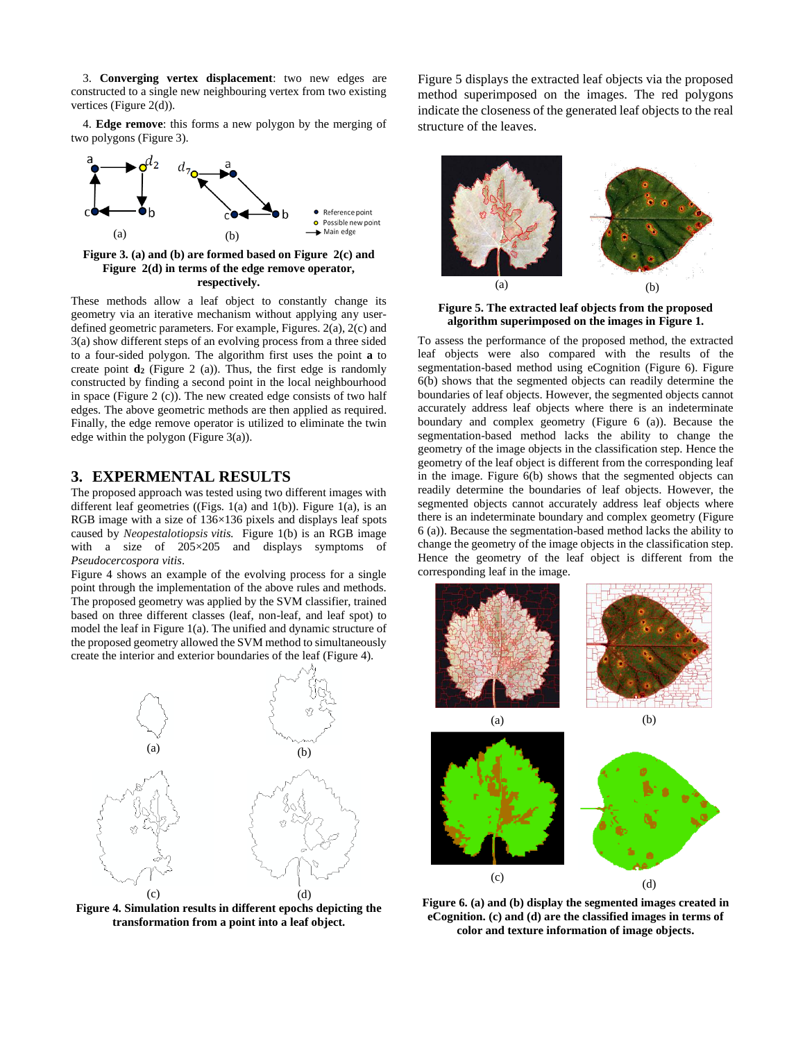3. **Converging vertex displacement**: two new edges are constructed to a single new neighbouring vertex from two existing vertices (Figure 2(d)).

4. **Edge remove**: this forms a new polygon by the merging of two polygons (Figure 3).

**Figure 3. (a) and (b) are formed based on Figure 2(c) and Figure 2(d) in terms of the edge remove operator, respectively.**

These methods allow a leaf object to constantly change its geometry via an iterative mechanism without applying any user-defined geometric parameters. For example, Figures. 2(a), 2(c) and 3(a) show different steps of an evolving process from a three sided to a four-sided polygon. The algorithm first uses the point **a** to create point $\mathbf{d_2}$ (Figure 2 (a)). Thus, the first edge is randomly constructed by finding a second point in the local neighbourhood in space (Figure 2 (c)). The new created edge consists of two half edges. The above geometric methods are then applied as required. Finally, the edge remove operator is utilized to eliminate the twin edge within the polygon (Figure 3(a)).

## 3. EXPERMENTAL RESULTS

The proposed approach was tested using two different images with different leaf geometries ((Figs. 1(a) and 1(b)). Figure 1(a), is an RGB image with a size of 136×136 pixels and displays leaf spots caused by *Neopestalotiopsis vitis.* Figure 1(b) is an RGB image with a size of 205×205 and displays symptoms of *Pseudocercospora vitis*.

Figure 4 shows an example of the evolving process for a single point through the implementation of the above rules and methods. The proposed geometry was applied by the SVM classifier, trained based on three different classes (leaf, non-leaf, and leaf spot) to model the leaf in Figure 1(a). The unified and dynamic structure of the proposed geometry allowed the SVM method to simultaneously create the interior and exterior boundaries of the leaf (Figure 4).

**Figure 4. Simulation results in different epochs depicting the transformation from a point into a leaf object.**

Figure 5 displays the extracted leaf objects via the proposed method superimposed on the images. The red polygons indicate the closeness of the generated leaf objects to the real structure of the leaves.

**Figure 5. The extracted leaf objects from the proposed algorithm superimposed on the images in Figure 1.**

To assess the performance of the proposed method, the extracted leaf objects were also compared with the results of the segmentation-based method using eCognition (Figure 6). Figure 6(b) shows that the segmented objects can readily determine the boundaries of leaf objects. However, the segmented objects cannot accurately address leaf objects where there is an indeterminate boundary and complex geometry (Figure 6 (a)). Because the segmentation-based method lacks the ability to change the geometry of the image objects in the classification step. Hence the geometry of the leaf object is different from the corresponding leaf in the image. Figure 6(b) shows that the segmented objects can readily determine the boundaries of leaf objects. However, the segmented objects cannot accurately address leaf objects where there is an indeterminate boundary and complex geometry (Figure 6 (a)). Because the segmentation-based method lacks the ability to change the geometry of the image objects in the classification step. Hence the geometry of the leaf object is different from the corresponding leaf in the image.

**Figure 6. (a) and (b) display the segmented images created in eCognition. (c) and (d) are the classified images in terms of color and texture information of image objects.**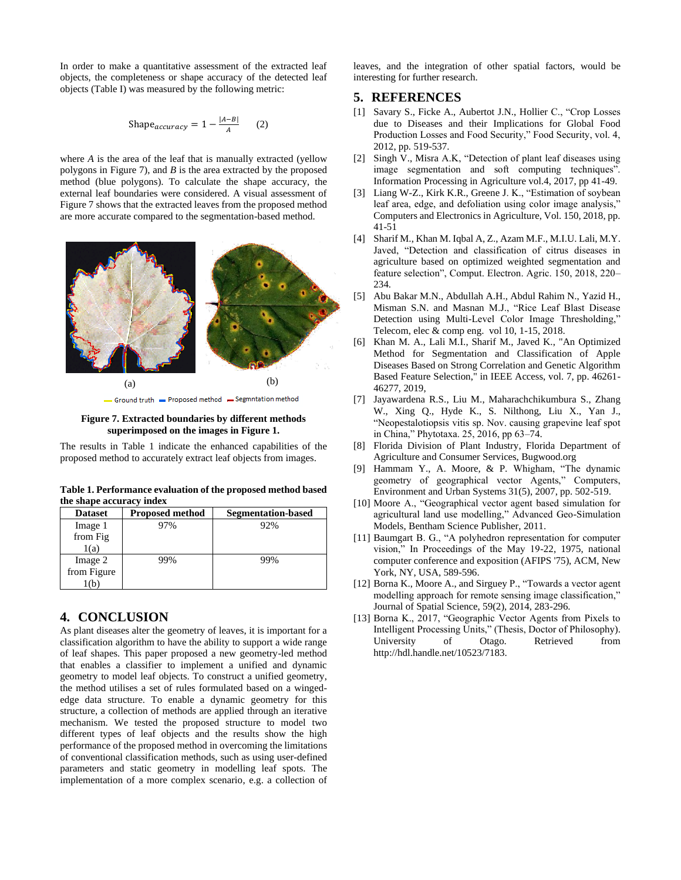In order to make a quantitative assessment of the extracted leaf objects, the completeness or shape accuracy of the detected leaf objects (Table I) was measured by the following metric:

$$\text{Shape}_{accuracy} = 1 - \frac{|A-B|}{A} \qquad (2)$$

where $A$ is the area of the leaf that is manually extracted (yellow polygons in Figure 7), and $B$ is the area extracted by the proposed method (blue polygons). To calculate the shape accuracy, the external leaf boundaries were considered. A visual assessment of Figure 7 shows that the extracted leaves from the proposed method are more accurate compared to the segmentation-based method.

(a)

(b)

Ground truth   Proposed method   Segmntation method

**Figure 7. Extracted boundaries by different methods superimposed on the images in Figure 1.**

The results in Table 1 indicate the enhanced capabilities of the proposed method to accurately extract leaf objects from images.

**Table 1. Performance evaluation of the proposed method based the shape accuracy index**

| Dataset | Proposed method | Segmentation-based |
|---|---|---|
| Image 1 from Fig 1(a) | 97% | 92% |
| Image 2 from Figure 1(b) | 99% | 99% |

## 4. CONCLUSION

As plant diseases alter the geometry of leaves, it is important for a classification algorithm to have the ability to support a wide range of leaf shapes. This paper proposed a new geometry-led method that enables a classifier to implement a unified and dynamic geometry to model leaf objects. To construct a unified geometry, the method utilises a set of rules formulated based on a winged-edge data structure. To enable a dynamic geometry for this structure, a collection of methods are applied through an iterative mechanism. We tested the proposed structure to model two different types of leaf objects and the results show the high performance of the proposed method in overcoming the limitations of conventional classification methods, such as using user-defined parameters and static geometry in modelling leaf spots. The implementation of a more complex scenario, e.g. a collection of leaves, and the integration of other spatial factors, would be interesting for further research.

## 5. REFERENCES

[1] Savary C., Ficke A., Aubertot J.N., Hollier C., "Crop Losses due to Diseases and their Implications for Global Food Production Losses and Food Security," Food Security, vol. 4, 2012, pp. 519-537.

[2] Singh V., Misra A.K, "Detection of plant leaf diseases using image segmentation and soft computing techniques". Information Processing in Agriculture vol.4, 2017, pp 41-49.

[3] Liang W-Z., Kirk K.R., Greene J. K., "Estimation of soybean leaf area, edge, and defoliation using color image analysis," Computers and Electronics in Agriculture, Vol. 150, 2018, pp. 41-51

[4] Sharif M., Khan M. Iqbal A, Z., Azam M.F., M.I.U. Lali, M.Y. Javed, "Detection and classification of citrus diseases in agriculture based on optimized weighted segmentation and feature selection", Comput. Electron. Agric. 150, 2018, 220–234.

[5] Abu Bakar M.N., Abdullah A.H., Abdul Rahim N., Yazid H., Misman S.N. and Masnan M.J., "Rice Leaf Blast Disease Detection using Multi-Level Color Image Thresholding," Telecom, elec & comp eng. vol 10, 1-15, 2018.

[6] Khan M. A., Lali M.I., Sharif M., Javed K., "An Optimized Method for Segmentation and Classification of Apple Diseases Based on Strong Correlation and Genetic Algorithm Based Feature Selection," in IEEE Access, vol. 7, pp. 46261-46277, 2019,

[7] Jayawardena R.S., Liu M., Maharachchikumbura S., Zhang W., Xing Q., Hyde K., S. Nilthong, Liu X., Yan J., "Neopestalotiopsis vitis sp. Nov. causing grapevine leaf spot in China," Phytotaxa. 25, 2016, pp 63–74.

[8] Florida Division of Plant Industry, Florida Department of Agriculture and Consumer Services, Bugwood.org

[9] Hammam Y., A. Moore, & P. Whigham, "The dynamic geometry of geographical vector Agents," Computers, Environment and Urban Systems 31(5), 2007, pp. 502-519.

[10] Moore A., "Geographical vector agent based simulation for agricultural land use modelling," Advanced Geo-Simulation Models, Bentham Science Publisher, 2011.

[11] Baumgart B. G., "A polyhedron representation for computer vision," In Proceedings of the May 19-22, 1975, national computer conference and exposition (AFIPS '75), ACM, New York, NY, USA, 589-596.

[12] Borna K., Moore A., and Sirguey P., "Towards a vector agent modelling approach for remote sensing image classification," Journal of Spatial Science, 59(2), 2014, 283-296.

[13] Borna K., 2017, "Geographic Vector Agents from Pixels to Intelligent Processing Units," (Thesis, Doctor of Philosophy). University of Otago. Retrieved from http://hdl.handle.net/10523/7183.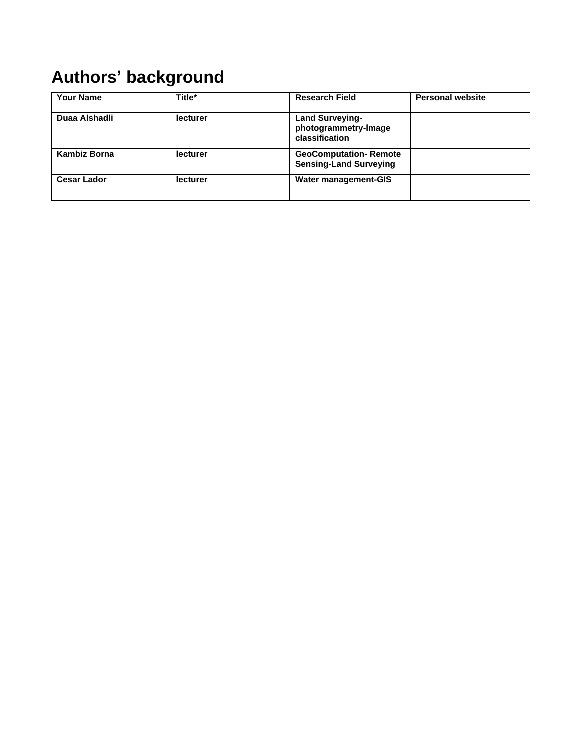# Authors' background

| Your Name | Title* | Research Field | Personal website |
|---|---|---|---|
| Duaa Alshadli | lecturer | Land Surveying-photogrammetry-Image classification | |
| Kambiz Borna | lecturer | GeoComputation- Remote Sensing-Land Surveying | |
| Cesar Lador | lecturer | Water management-GIS | |